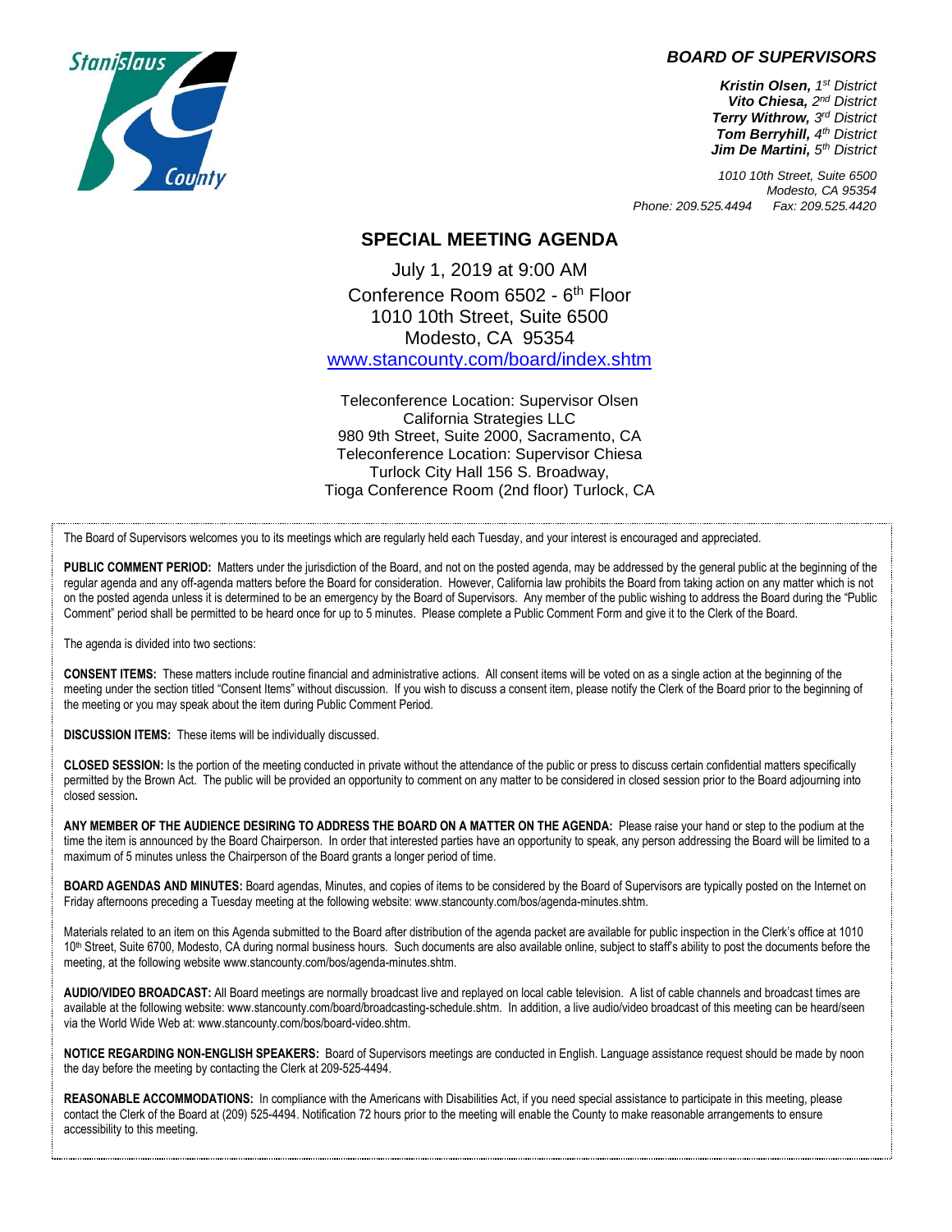***BOARD OF SUPERVISORS***

***Kristin Olsen,** 1st District*
***Vito Chiesa,** 2nd District*
***Terry Withrow,** 3rd District*
***Tom Berryhill,** 4th District*
***Jim De Martini,** 5th District*

*1010 10th Street, Suite 6500*
*Modesto, CA 95354*
*Phone: 209.525.4494 Fax: 209.525.4420*

## SPECIAL MEETING AGENDA

July 1, 2019 at 9:00 AM
Conference Room 6502 - 6th Floor
1010 10th Street, Suite 6500
Modesto, CA 95354
www.stancounty.com/board/index.shtm

Teleconference Location: Supervisor Olsen
California Strategies LLC
980 9th Street, Suite 2000, Sacramento, CA
Teleconference Location: Supervisor Chiesa
Turlock City Hall 156 S. Broadway,
Tioga Conference Room (2nd floor) Turlock, CA

The Board of Supervisors welcomes you to its meetings which are regularly held each Tuesday, and your interest is encouraged and appreciated.

**PUBLIC COMMENT PERIOD:** Matters under the jurisdiction of the Board, and not on the posted agenda, may be addressed by the general public at the beginning of the regular agenda and any off-agenda matters before the Board for consideration. However, California law prohibits the Board from taking action on any matter which is not on the posted agenda unless it is determined to be an emergency by the Board of Supervisors. Any member of the public wishing to address the Board during the "Public Comment" period shall be permitted to be heard once for up to 5 minutes. Please complete a Public Comment Form and give it to the Clerk of the Board.

The agenda is divided into two sections:

**CONSENT ITEMS:** These matters include routine financial and administrative actions. All consent items will be voted on as a single action at the beginning of the meeting under the section titled "Consent Items" without discussion. If you wish to discuss a consent item, please notify the Clerk of the Board prior to the beginning of the meeting or you may speak about the item during Public Comment Period.

**DISCUSSION ITEMS:** These items will be individually discussed.

**CLOSED SESSION:** Is the portion of the meeting conducted in private without the attendance of the public or press to discuss certain confidential matters specifically permitted by the Brown Act. The public will be provided an opportunity to comment on any matter to be considered in closed session prior to the Board adjourning into closed session**.**

**ANY MEMBER OF THE AUDIENCE DESIRING TO ADDRESS THE BOARD ON A MATTER ON THE AGENDA:** Please raise your hand or step to the podium at the time the item is announced by the Board Chairperson. In order that interested parties have an opportunity to speak, any person addressing the Board will be limited to a maximum of 5 minutes unless the Chairperson of the Board grants a longer period of time.

**BOARD AGENDAS AND MINUTES:** Board agendas, Minutes, and copies of items to be considered by the Board of Supervisors are typically posted on the Internet on Friday afternoons preceding a Tuesday meeting at the following website: www.stancounty.com/bos/agenda-minutes.shtm.

Materials related to an item on this Agenda submitted to the Board after distribution of the agenda packet are available for public inspection in the Clerk's office at 1010 10th Street, Suite 6700, Modesto, CA during normal business hours. Such documents are also available online, subject to staff's ability to post the documents before the meeting, at the following website www.stancounty.com/bos/agenda-minutes.shtm.

**AUDIO/VIDEO BROADCAST:** All Board meetings are normally broadcast live and replayed on local cable television. A list of cable channels and broadcast times are available at the following website: www.stancounty.com/board/broadcasting-schedule.shtm. In addition, a live audio/video broadcast of this meeting can be heard/seen via the World Wide Web at: www.stancounty.com/bos/board-video.shtm.

**NOTICE REGARDING NON-ENGLISH SPEAKERS:** Board of Supervisors meetings are conducted in English. Language assistance request should be made by noon the day before the meeting by contacting the Clerk at 209-525-4494.

**REASONABLE ACCOMMODATIONS:** In compliance with the Americans with Disabilities Act, if you need special assistance to participate in this meeting, please contact the Clerk of the Board at (209) 525-4494. Notification 72 hours prior to the meeting will enable the County to make reasonable arrangements to ensure accessibility to this meeting.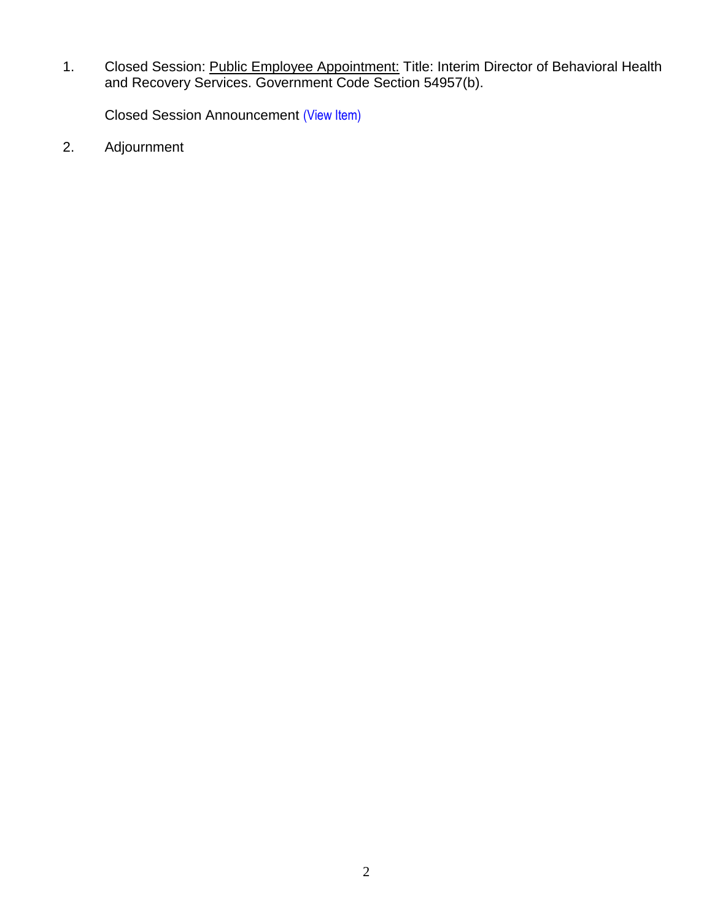1. Closed Session: <u>Public Employee Appointment:</u> Title: Interim Director of Behavioral Health and Recovery Services. Government Code Section 54957(b).

   Closed Session Announcement (View Item)

2. Adjournment